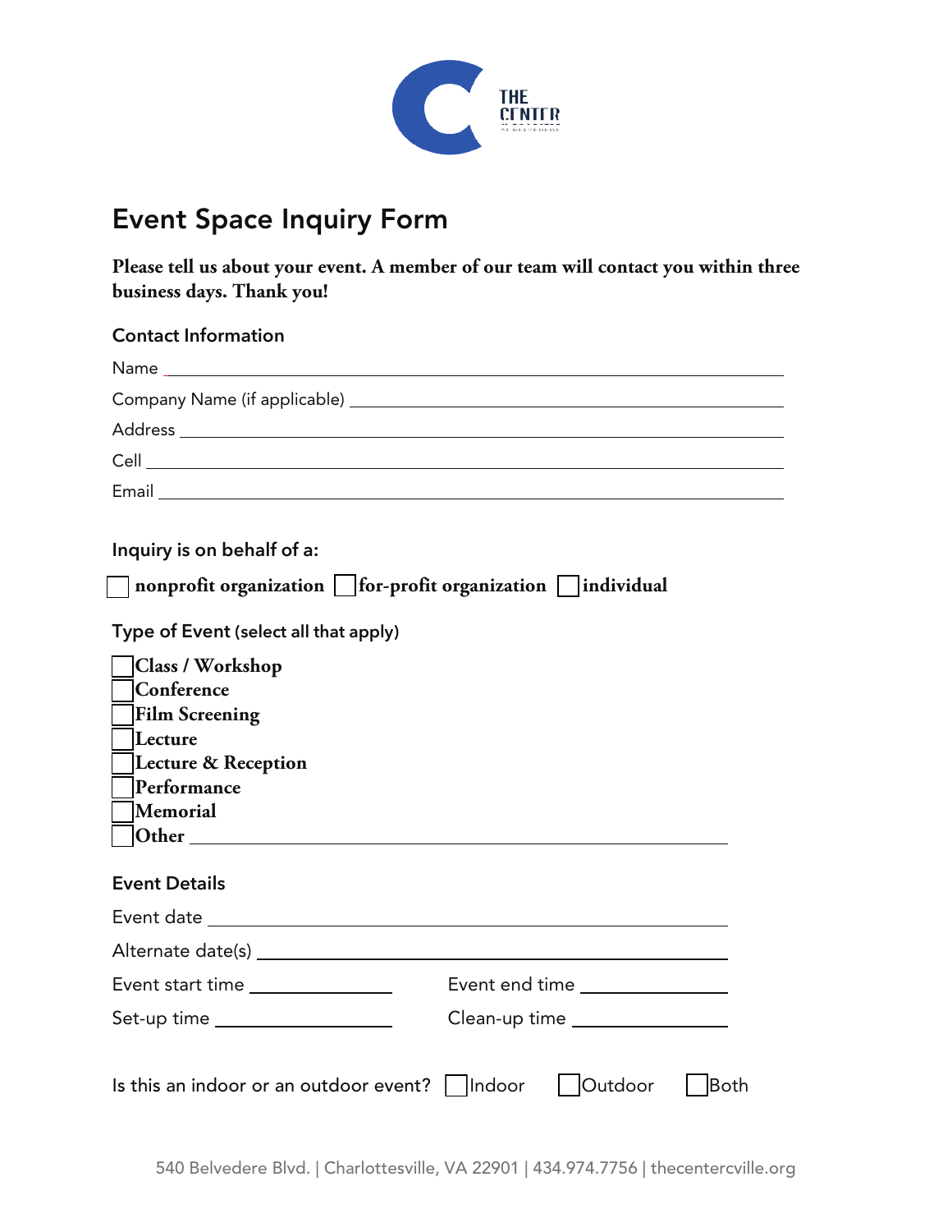THE CENTER

# Event Space Inquiry Form

**Please tell us about your event. A member of our team will contact you within three business days. Thank you!**

## Contact Information

Name ______________________________________________

Company Name (if applicable) ______________________________________________

Address ______________________________________________

Cell ______________________________________________

Email ______________________________________________

## Inquiry is on behalf of a:

☐ **nonprofit organization** ☐ **for-profit organization** ☐ **individual**

## Type of Event (select all that apply)

☐ **Class / Workshop**
☐ **Conference**
☐ **Film Screening**
☐ **Lecture**
☐ **Lecture & Reception**
☐ **Performance**
☐ **Memorial**
☐ **Other** ______________________________________________

## Event Details

Event date ______________________________________________

Alternate date(s) ______________________________________________

Event start time ________________ Event end time ________________

Set-up time ________________ Clean-up time ________________

Is this an indoor or an outdoor event? ☐ Indoor ☐ Outdoor ☐ Both

540 Belvedere Blvd. | Charlottesville, VA 22901 | 434.974.7756 | thecentercville.org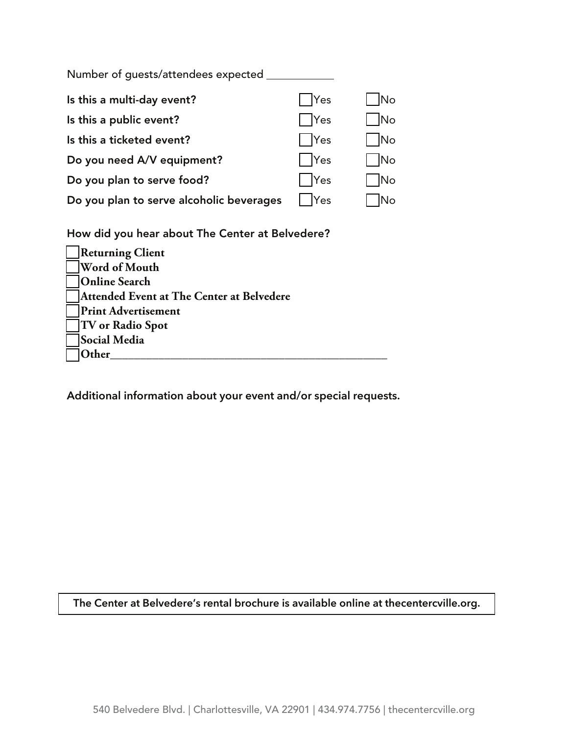Number of guests/attendees expected ___________

| | | |
|---|---|---|
| **Is this a multi-day event?** | ☐ Yes | ☐ No |
| **Is this a public event?** | ☐ Yes | ☐ No |
| **Is this a ticketed event?** | ☐ Yes | ☐ No |
| **Do you need A/V equipment?** | ☐ Yes | ☐ No |
| **Do you plan to serve food?** | ☐ Yes | ☐ No |
| **Do you plan to serve alcoholic beverages** | ☐ Yes | ☐ No |

**How did you hear about The Center at Belvedere?**

☐ **Returning Client**
☐ **Word of Mouth**
☐ **Online Search**
☐ **Attended Event at The Center at Belvedere**
☐ **Print Advertisement**
☐ **TV or Radio Spot**
☐ **Social Media**
☐ **Other**_______________________________________________

**Additional information about your event and/or special requests.**

**The Center at Belvedere's rental brochure is available online at thecentercville.org.**

540 Belvedere Blvd. | Charlottesville, VA 22901 | 434.974.7756 | thecentercville.org